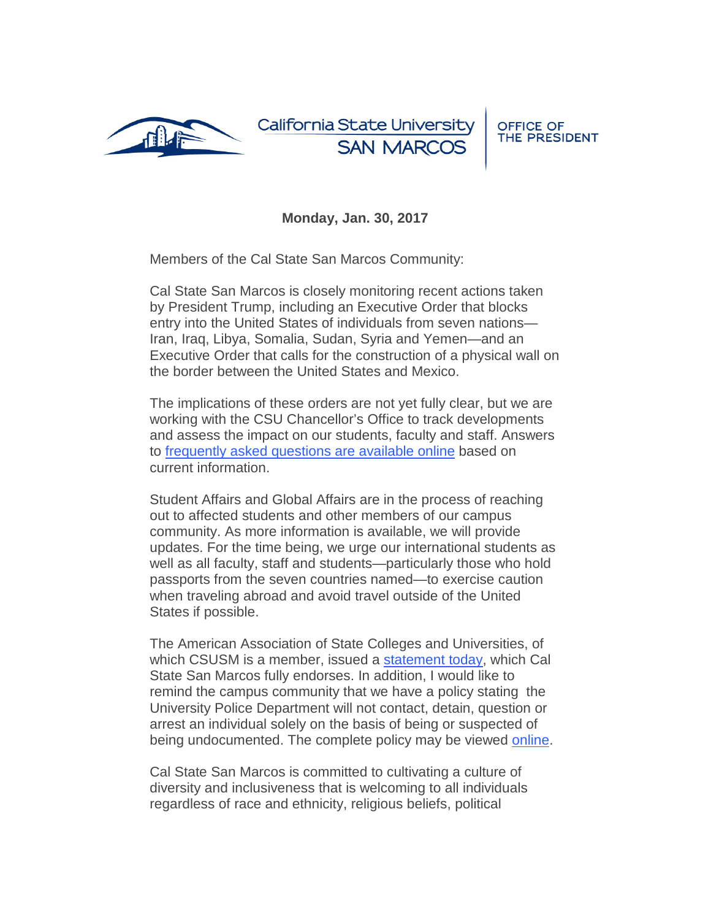California State University
SAN MARCOS

OFFICE OF
THE PRESIDENT

**Monday, Jan. 30, 2017**

Members of the Cal State San Marcos Community:

Cal State San Marcos is closely monitoring recent actions taken by President Trump, including an Executive Order that blocks entry into the United States of individuals from seven nations—Iran, Iraq, Libya, Somalia, Sudan, Syria and Yemen—and an Executive Order that calls for the construction of a physical wall on the border between the United States and Mexico.

The implications of these orders are not yet fully clear, but we are working with the CSU Chancellor's Office to track developments and assess the impact on our students, faculty and staff. Answers to frequently asked questions are available online based on current information.

Student Affairs and Global Affairs are in the process of reaching out to affected students and other members of our campus community. As more information is available, we will provide updates. For the time being, we urge our international students as well as all faculty, staff and students—particularly those who hold passports from the seven countries named—to exercise caution when traveling abroad and avoid travel outside of the United States if possible.

The American Association of State Colleges and Universities, of which CSUSM is a member, issued a statement today, which Cal State San Marcos fully endorses. In addition, I would like to remind the campus community that we have a policy stating the University Police Department will not contact, detain, question or arrest an individual solely on the basis of being or suspected of being undocumented. The complete policy may be viewed online.

Cal State San Marcos is committed to cultivating a culture of diversity and inclusiveness that is welcoming to all individuals regardless of race and ethnicity, religious beliefs, political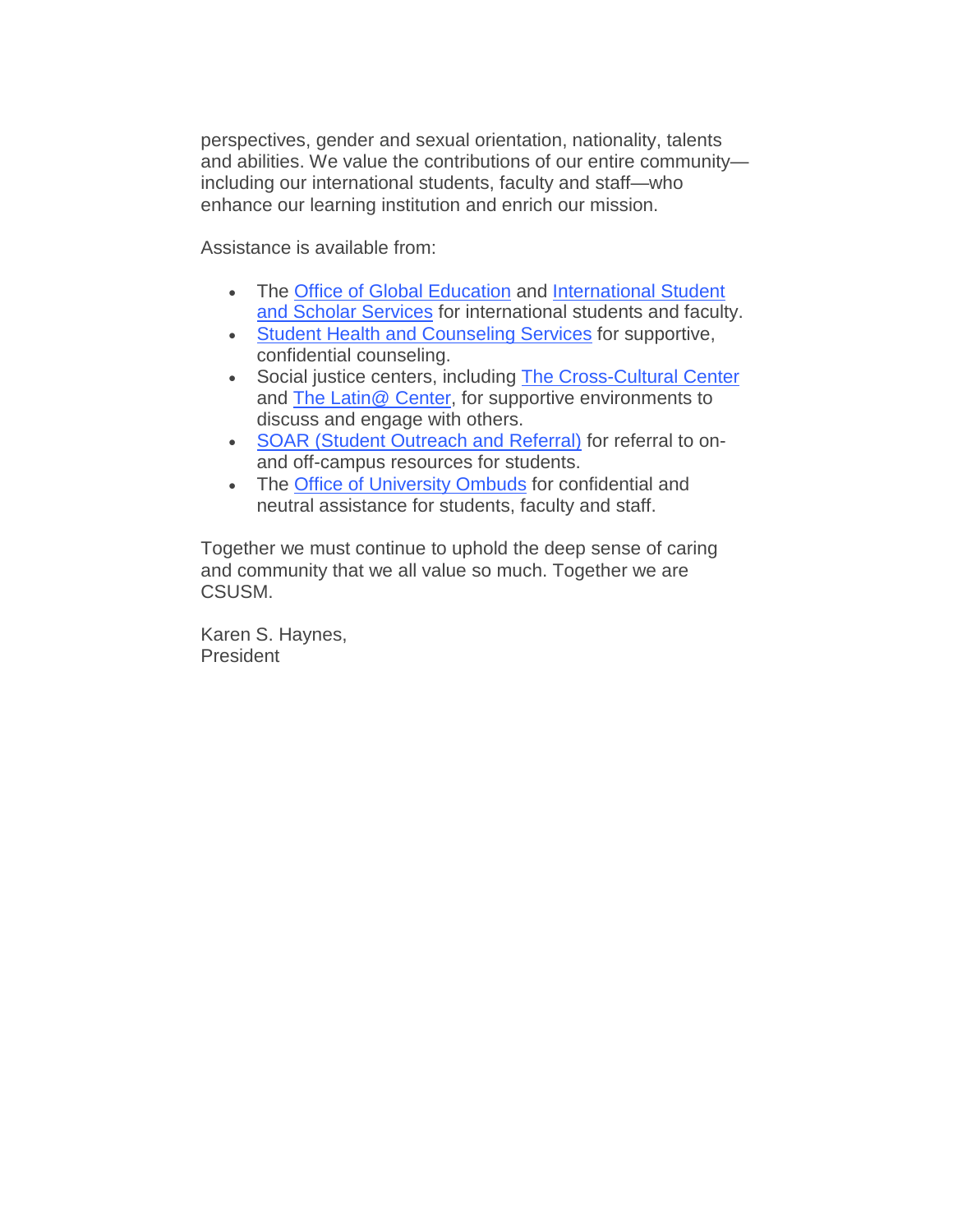perspectives, gender and sexual orientation, nationality, talents and abilities. We value the contributions of our entire community—including our international students, faculty and staff—who enhance our learning institution and enrich our mission.

Assistance is available from:

- The Office of Global Education and International Student and Scholar Services for international students and faculty.
- Student Health and Counseling Services for supportive, confidential counseling.
- Social justice centers, including The Cross-Cultural Center and The Latin@ Center, for supportive environments to discuss and engage with others.
- SOAR (Student Outreach and Referral) for referral to on- and off-campus resources for students.
- The Office of University Ombuds for confidential and neutral assistance for students, faculty and staff.

Together we must continue to uphold the deep sense of caring and community that we all value so much. Together we are CSUSM.

Karen S. Haynes,
President